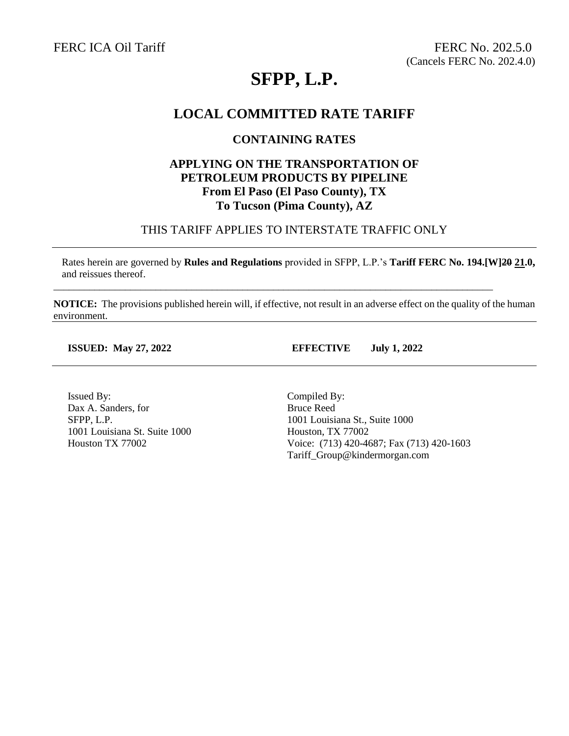FERC ICA Oil Tariff

FERC No. 202.5.0
(Cancels FERC No. 202.4.0)

# SFPP, L.P.

## LOCAL COMMITTED RATE TARIFF

### CONTAINING RATES

### APPLYING ON THE TRANSPORTATION OF PETROLEUM PRODUCTS BY PIPELINE
### From El Paso (El Paso County), TX
### To Tucson (Pima County), AZ

THIS TARIFF APPLIES TO INTERSTATE TRAFFIC ONLY

---

Rates herein are governed by **Rules and Regulations** provided in SFPP, L.P.'s **Tariff FERC No. 194.[W]~~20~~ 21.0,** and reissues thereof.

---

**NOTICE:** The provisions published herein will, if effective, not result in an adverse effect on the quality of the human environment.

---

**ISSUED: May 27, 2022** **EFFECTIVE July 1, 2022**

---

Issued By:
Dax A. Sanders, for
SFPP, L.P.
1001 Louisiana St. Suite 1000
Houston TX 77002

Compiled By:
Bruce Reed
1001 Louisiana St., Suite 1000
Houston, TX 77002
Voice: (713) 420-4687; Fax (713) 420-1603
Tariff_Group@kindermorgan.com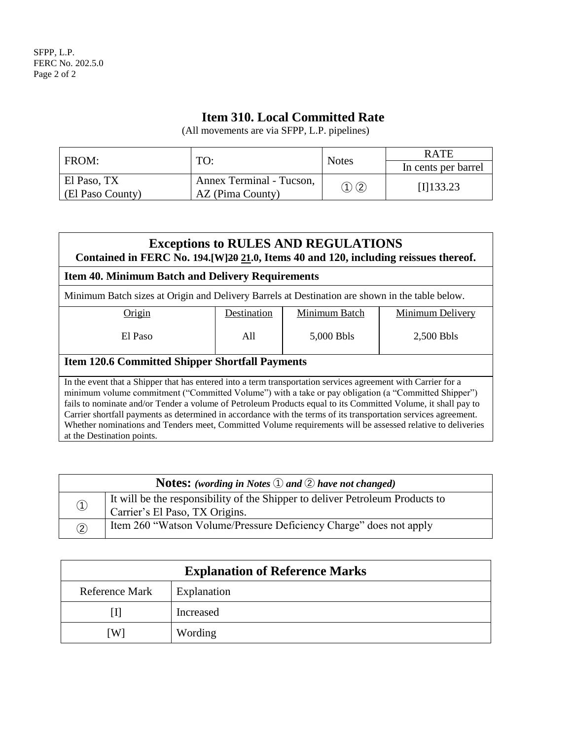## Item 310. Local Committed Rate

(All movements are via SFPP, L.P. pipelines)

| FROM: | TO: | Notes | RATE |
|---|---|---|---|
| | | | In cents per barrel |
| El Paso, TX (El Paso County) | Annex Terminal - Tucson, AZ (Pima County) | ① ② | [I]133.23 |

### Exceptions to RULES AND REGULATIONS

**Contained in FERC No. 194.[W]~~20~~ <u>21</u>.0, Items 40 and 120, including reissues thereof.**

**Item 40. Minimum Batch and Delivery Requirements**

Minimum Batch sizes at Origin and Delivery Barrels at Destination are shown in the table below.

| Origin | Destination | Minimum Batch | Minimum Delivery |
|---|---|---|---|
| El Paso | All | 5,000 Bbls | 2,500 Bbls |

**Item 120.6 Committed Shipper Shortfall Payments**

In the event that a Shipper that has entered into a term transportation services agreement with Carrier for a minimum volume commitment ("Committed Volume") with a take or pay obligation (a "Committed Shipper") fails to nominate and/or Tender a volume of Petroleum Products equal to its Committed Volume, it shall pay to Carrier shortfall payments as determined in accordance with the terms of its transportation services agreement. Whether nominations and Tenders meet, Committed Volume requirements will be assessed relative to deliveries at the Destination points.

| **Notes:** *(wording in Notes ① and ② have not changed)* | |
|---|---|
| ① | It will be the responsibility of the Shipper to deliver Petroleum Products to Carrier's El Paso, TX Origins. |
| ② | Item 260 "Watson Volume/Pressure Deficiency Charge" does not apply |

**Explanation of Reference Marks**

| Reference Mark | Explanation |
|---|---|
| [I] | Increased |
| [W] | Wording |